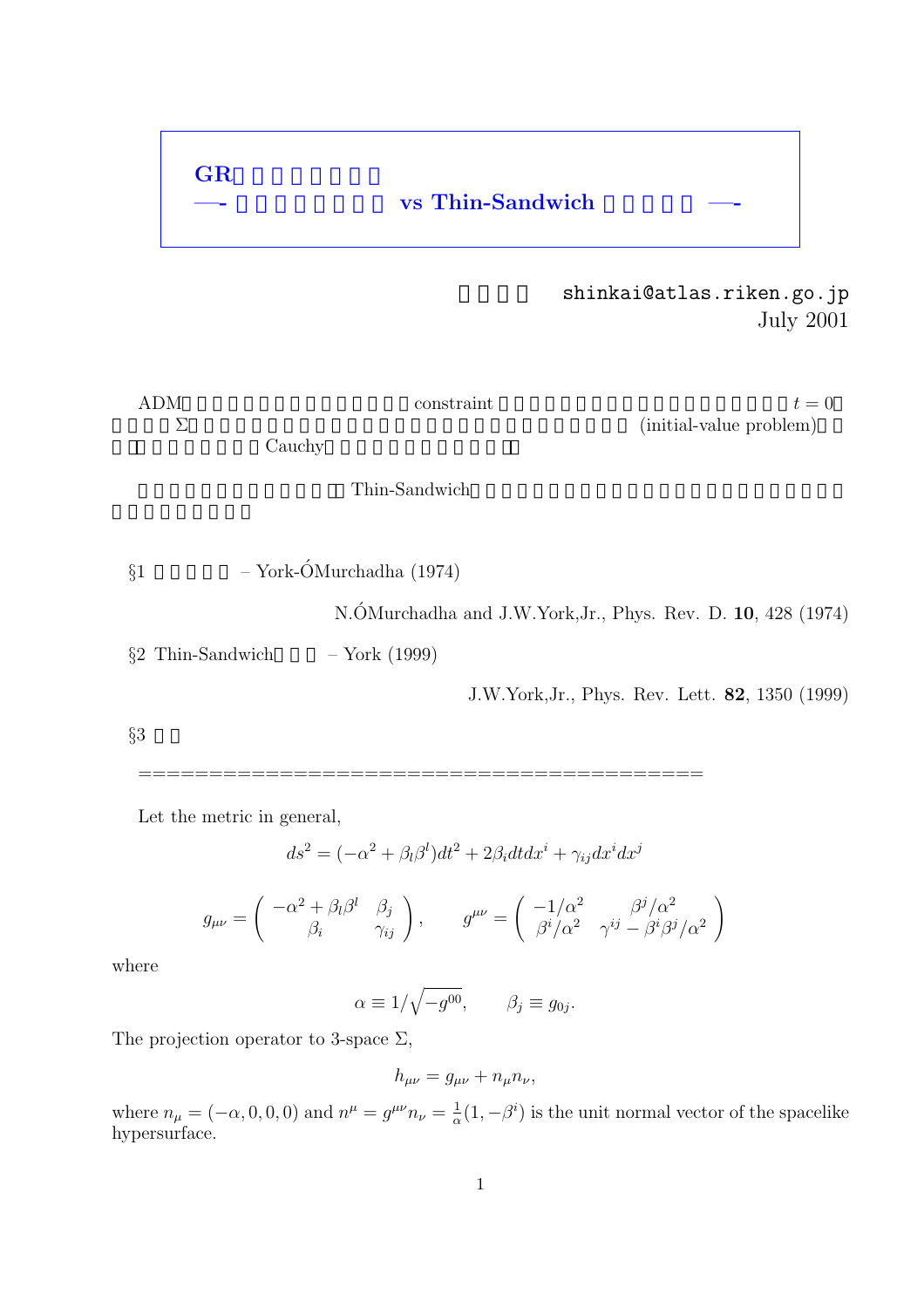**GR**

**—- vs Thin-Sandwich —-**

shinkai@atlas.riken.go.jp
July 2001

ADM constraint $t = 0$ $\Sigma$ (initial-value problem) Cauchy

Thin-Sandwich

§1 – York-ÓMurchadha (1974)

N.ÓMurchadha and J.W.York,Jr., Phys. Rev. D. **10**, 428 (1974)

§2 Thin-Sandwich – York (1999)

J.W.York,Jr., Phys. Rev. Lett. **82**, 1350 (1999)

§3

=========================================

Let the metric in general,

$$ds^2 = (-\alpha^2 + \beta_l \beta^l)dt^2 + 2\beta_i dt dx^i + \gamma_{ij} dx^i dx^j$$

$$g_{\mu\nu} = \begin{pmatrix} -\alpha^2 + \beta_l \beta^l & \beta_j \\ \beta_i & \gamma_{ij} \end{pmatrix}, \qquad g^{\mu\nu} = \begin{pmatrix} -1/\alpha^2 & \beta^j/\alpha^2 \\ \beta^i/\alpha^2 & \gamma^{ij} - \beta^i\beta^j/\alpha^2 \end{pmatrix}$$

where

$$\alpha \equiv 1/\sqrt{-g^{00}}, \qquad \beta_j \equiv g_{0j}.$$

The projection operator to 3-space $\Sigma$,

$$h_{\mu\nu} = g_{\mu\nu} + n_\mu n_\nu,$$

where $n_\mu = (-\alpha, 0, 0, 0)$ and $n^\mu = g^{\mu\nu} n_\nu = \frac{1}{\alpha}(1, -\beta^i)$ is the unit normal vector of the spacelike hypersurface.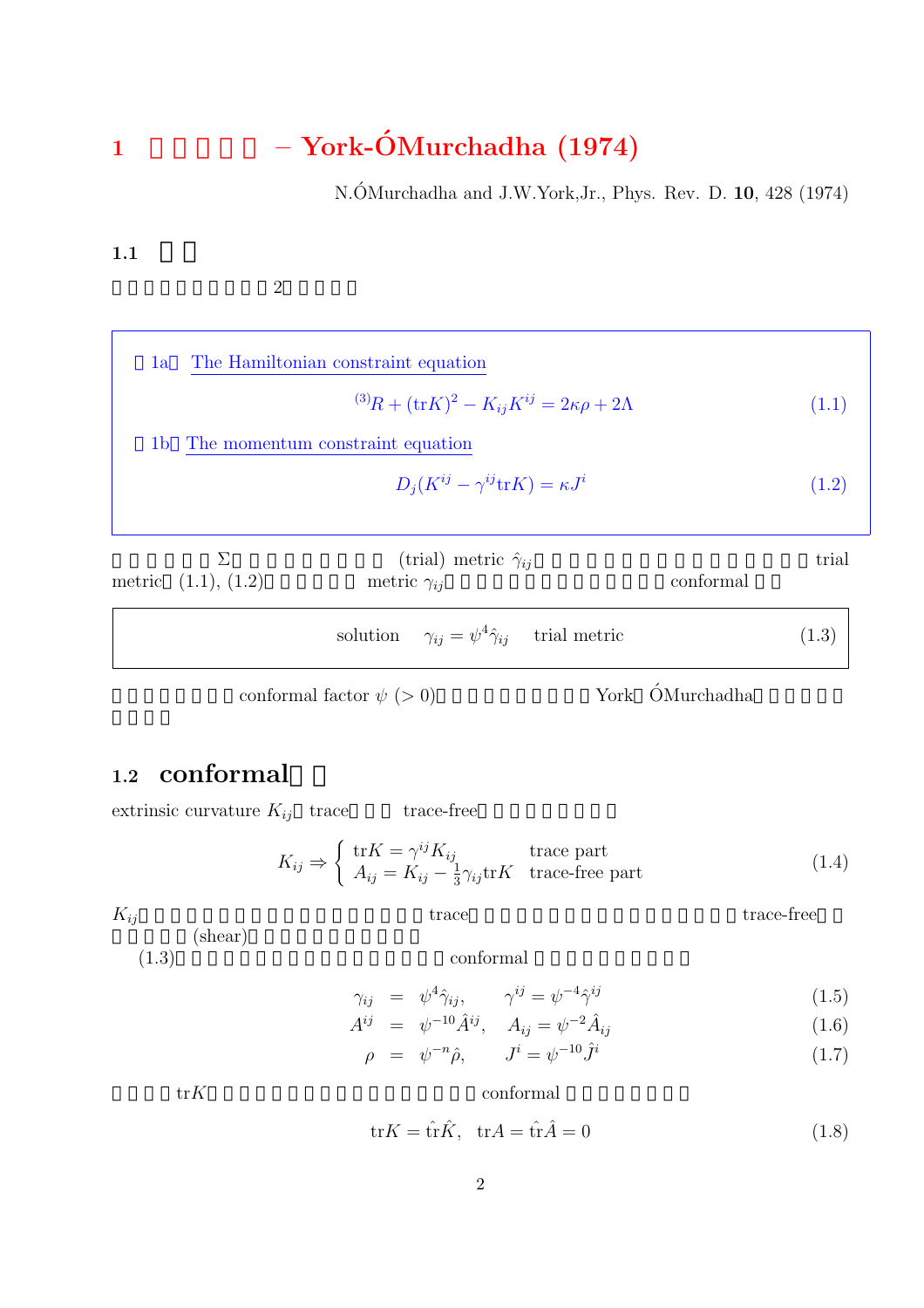# 1 – York-ÓMurchadha (1974)

N.ÓMurchadha and J.W.York,Jr., Phys. Rev. D. **10**, 428 (1974)

## 1.1

2

1a The Hamiltonian constraint equation

$$
{}^{(3)}R + (\mathrm{tr}K)^2 - K_{ij}K^{ij} = 2\kappa\rho + 2\Lambda \tag{1.1}
$$

1b The momentum constraint equation

$$
D_j(K^{ij} - \gamma^{ij}\mathrm{tr}K) = \kappa J^i \tag{1.2}
$$

$\Sigma$ (trial) metric $\hat{\gamma}_{ij}$ trial metric (1.1), (1.2) metric $\gamma_{ij}$ conformal

$$
\text{solution} \quad \gamma_{ij} = \psi^4 \hat{\gamma}_{ij} \quad \text{trial metric} \tag{1.3}
$$

conformal factor $\psi$ ($> 0$) York ÓMurchadha

## 1.2 conformal

extrinsic curvature $K_{ij}$ trace trace-free

$$
K_{ij} \Rightarrow \begin{cases} \mathrm{tr}K = \gamma^{ij}K_{ij} & \text{trace part} \\ A_{ij} = K_{ij} - \frac{1}{3}\gamma_{ij}\mathrm{tr}K & \text{trace-free part} \end{cases} \tag{1.4}
$$

$K_{ij}$ trace trace-free (shear)

(1.3) conformal

$$
\begin{aligned}
\gamma_{ij} &= \psi^4 \hat{\gamma}_{ij}, \qquad \gamma^{ij} = \psi^{-4}\hat{\gamma}^{ij} && (1.5) \\
A^{ij} &= \psi^{-10}\hat{A}^{ij}, \quad A_{ij} = \psi^{-2}\hat{A}_{ij} && (1.6) \\
\rho &= \psi^{-n}\hat{\rho}, \qquad J^i = \psi^{-10}\hat{J}^i && (1.7)
\end{aligned}
$$

$\mathrm{tr}K$ conformal

$$
\mathrm{tr}K = \hat{\mathrm{tr}}\hat{K}, \quad \mathrm{tr}A = \hat{\mathrm{tr}}\hat{A} = 0 \tag{1.8}
$$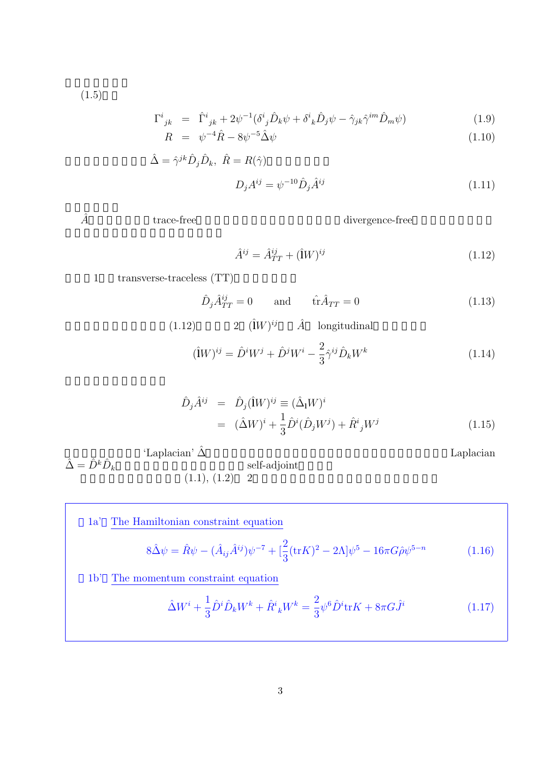(1.5)

$$\Gamma^i{}_{jk} = \hat{\Gamma}^i{}_{jk} + 2\psi^{-1}(\delta^i{}_j \hat{D}_k \psi + \delta^i{}_k \hat{D}_j \psi - \hat{\gamma}_{jk}\hat{\gamma}^{im}\hat{D}_m \psi) \tag{1.9}$$

$$R = \psi^{-4}\hat{R} - 8\psi^{-5}\hat{\Delta}\psi \tag{1.10}$$

$\hat{\Delta} = \hat{\gamma}^{jk}\hat{D}_j\hat{D}_k$, $\hat{R} = R(\hat{\gamma})$

$$D_j A^{ij} = \psi^{-10}\hat{D}_j \hat{A}^{ij} \tag{1.11}$$

$\hat{A}$ trace-free divergence-free

$$\hat{A}^{ij} = \hat{A}^{ij}_{TT} + (\hat{\mathbb{l}}W)^{ij} \tag{1.12}$$

1 transverse-traceless (TT)

$$\hat{D}_j \hat{A}^{ij}_{TT} = 0 \qquad \text{and} \qquad \hat{\text{tr}}\hat{A}_{TT} = 0 \tag{1.13}$$

(1.12) 2 $(\hat{\mathbb{l}}W)^{ij}$ $\hat{A}$ longitudinal

$$(\hat{\mathbb{l}}W)^{ij} = \hat{D}^i W^j + \hat{D}^j W^i - \frac{2}{3}\hat{\gamma}^{ij}\hat{D}_k W^k \tag{1.14}$$

$$\begin{aligned} \hat{D}_j \hat{A}^{ij} &= \hat{D}_j (\hat{\mathbb{l}}W)^{ij} \equiv (\hat{\Delta}_{\mathbb{l}} W)^i \\ &= (\hat{\Delta}W)^i + \frac{1}{3}\hat{D}^i(\hat{D}_j W^j) + \hat{R}^i{}_j W^j \end{aligned} \tag{1.15}$$

'Laplacian' $\hat{\Delta}$ Laplacian $\hat{\Delta} = \hat{D}^k \hat{D}_k$ self-adjoint

(1.1), (1.2) 2

1a' The Hamiltonian constraint equation

$$8\hat{\Delta}\psi = \hat{R}\psi - (\hat{A}_{ij}\hat{A}^{ij})\psi^{-7} + [\frac{2}{3}(\text{tr}K)^2 - 2\Lambda]\psi^5 - 16\pi G\hat{\rho}\psi^{5-n} \tag{1.16}$$

1b' The momentum constraint equation

$$\hat{\Delta}W^i + \frac{1}{3}\hat{D}^i\hat{D}_k W^k + \hat{R}^i{}_k W^k = \frac{2}{3}\psi^6 \hat{D}^i \text{tr}K + 8\pi G\hat{j}^i \tag{1.17}$$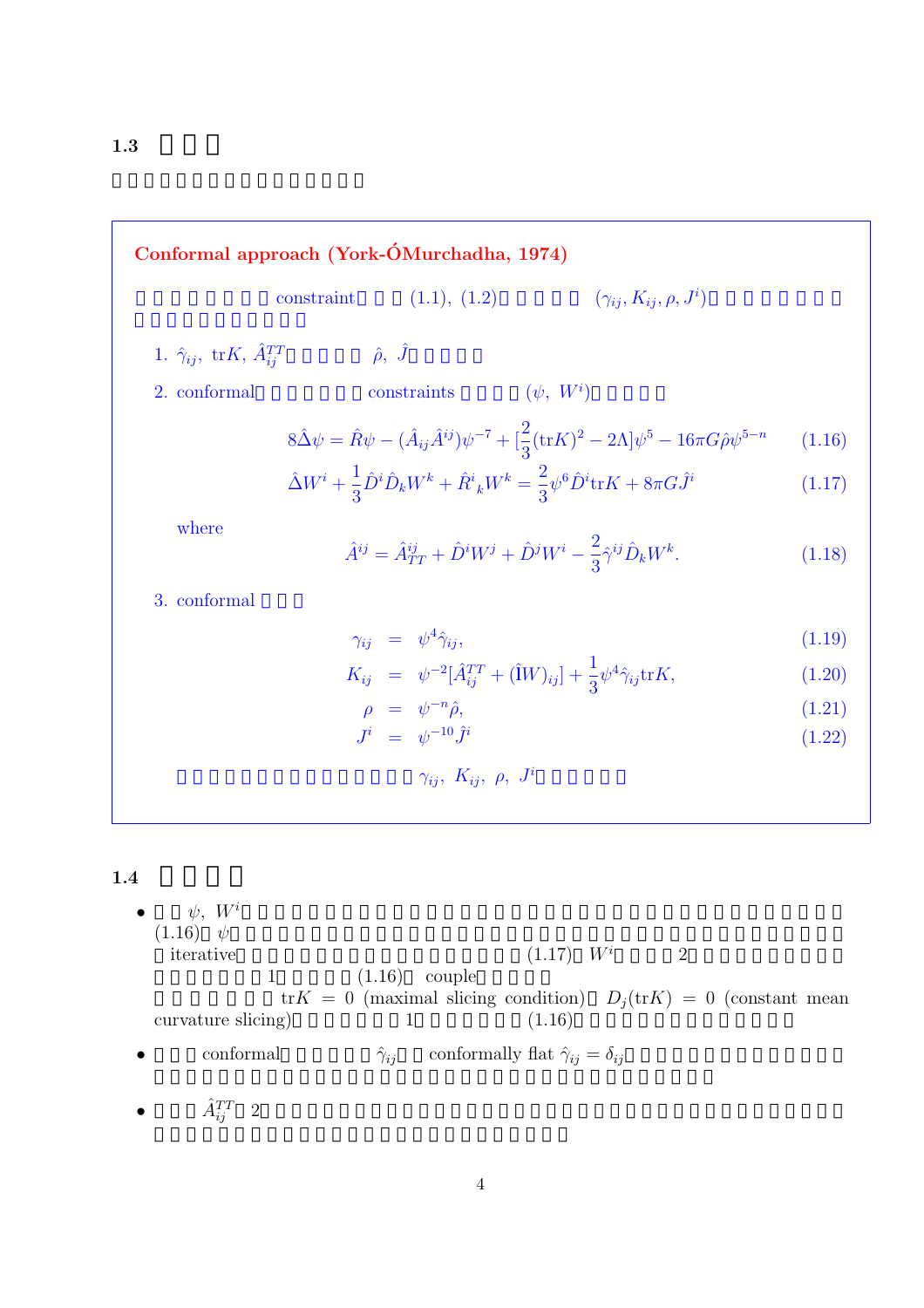## 1.3

Conformal approach (York-ÓMurchadha, 1974)

constraint (1.1), (1.2) $(\gamma_{ij}, K_{ij}, \rho, J^i)$

1. $\hat{\gamma}_{ij}$, tr$K$, $\hat{A}^{TT}_{ij}$ $\hat{\rho}$, $\hat{J}$

2. conformal constraints $(\psi,\ W^i)$

$$8\hat{\Delta}\psi = \hat{R}\psi - (\hat{A}_{ij}\hat{A}^{ij})\psi^{-7} + [\frac{2}{3}(\mathrm{tr}K)^2 - 2\Lambda]\psi^5 - 16\pi G\hat{\rho}\psi^{5-n} \tag{1.16}$$

$$\hat{\Delta}W^i + \frac{1}{3}\hat{D}^i\hat{D}_kW^k + \hat{R}^i{}_kW^k = \frac{2}{3}\psi^6\hat{D}^i\mathrm{tr}K + 8\pi G\hat{J}^i \tag{1.17}$$

where

$$\hat{A}^{ij} = \hat{A}^{ij}_{TT} + \hat{D}^iW^j + \hat{D}^jW^i - \frac{2}{3}\hat{\gamma}^{ij}\hat{D}_kW^k. \tag{1.18}$$

3. conformal

$$\gamma_{ij} = \psi^4\hat{\gamma}_{ij}, \tag{1.19}$$

$$K_{ij} = \psi^{-2}[\hat{A}^{TT}_{ij} + (\hat{\mathrm{l}}W)_{ij}] + \frac{1}{3}\psi^4\hat{\gamma}_{ij}\mathrm{tr}K, \tag{1.20}$$

$$\rho = \psi^{-n}\hat{\rho}, \tag{1.21}$$

$$J^i = \psi^{-10}\hat{J}^i \tag{1.22}$$

$\gamma_{ij},\ K_{ij},\ \rho,\ J^i$

## 1.4

- $\psi$, $W^i$ (1.16) $\psi$ iterative (1.17) $W^i$ 2 1 (1.16) couple tr$K$ = 0 (maximal slicing condition) $D_j(\mathrm{tr}K) = 0$ (constant mean curvature slicing) 1 (1.16)

- conformal $\hat{\gamma}_{ij}$ conformally flat $\hat{\gamma}_{ij} = \delta_{ij}$

- $\hat{A}^{TT}_{ij}$ 2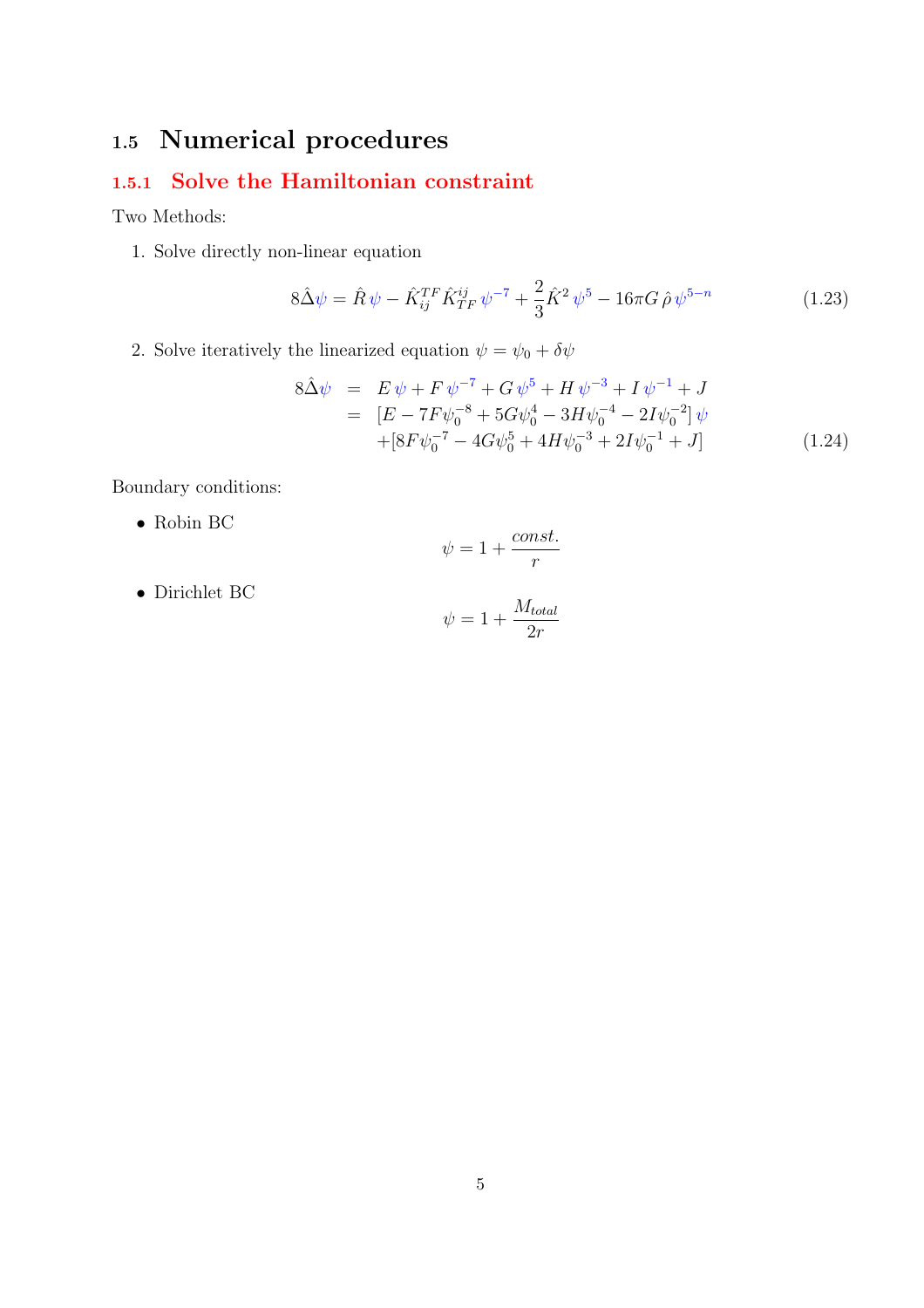## 1.5 Numerical procedures

### 1.5.1 Solve the Hamiltonian constraint

Two Methods:

1. Solve directly non-linear equation

$$8\hat{\Delta}\psi = \hat{R}\,\psi - \hat{K}_{ij}^{TF}\hat{K}_{TF}^{ij}\,\psi^{-7} + \frac{2}{3}\hat{K}^2\,\psi^5 - 16\pi G\,\hat{\rho}\,\psi^{5-n} \tag{1.23}$$

2. Solve iteratively the linearized equation $\psi = \psi_0 + \delta\psi$

$$\begin{aligned} 8\hat{\Delta}\psi &= E\,\psi + F\,\psi^{-7} + G\,\psi^5 + H\,\psi^{-3} + I\,\psi^{-1} + J \\ &= [E - 7F\psi_0^{-8} + 5G\psi_0^4 - 3H\psi_0^{-4} - 2I\psi_0^{-2}]\,\psi \\ &\quad +[8F\psi_0^{-7} - 4G\psi_0^5 + 4H\psi_0^{-3} + 2I\psi_0^{-1} + J] \end{aligned} \tag{1.24}$$

Boundary conditions:

- Robin BC

$$\psi = 1 + \frac{const.}{r}$$

- Dirichlet BC

$$\psi = 1 + \frac{M_{total}}{2r}$$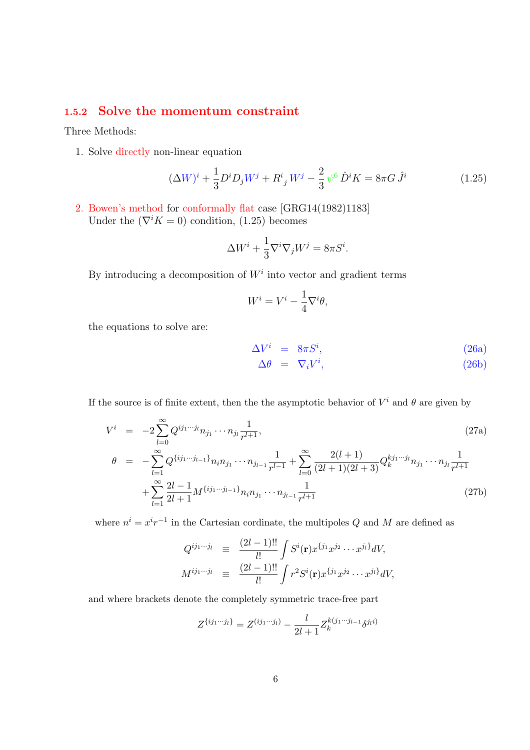### 1.5.2 Solve the momentum constraint

Three Methods:

1. Solve directly non-linear equation

$$(\Delta W)^i + \frac{1}{3} D^i D_j W^j + R^i{}_j\, W^j - \frac{2}{3}\, \psi^6\, \hat{D}^i K = 8\pi G\, \hat{J}^i \tag{1.25}$$

2. Bowen's method for conformally flat case [GRG14(1982)1183]
   Under the $(\nabla^i K = 0)$ condition, (1.25) becomes

$$\Delta W^i + \frac{1}{3}\nabla^i \nabla_j W^j = 8\pi S^i.$$

   By introducing a decomposition of $W^i$ into vector and gradient terms

$$W^i = V^i - \frac{1}{4}\nabla^i \theta,$$

   the equations to solve are:

$$\Delta V^i = 8\pi S^i, \tag{26a}$$
$$\Delta \theta = \nabla_i V^i, \tag{26b}$$

   If the source is of finite extent, then the the asymptotic behavior of $V^i$ and $\theta$ are given by

$$V^i = -2 \sum_{l=0}^{\infty} Q^{i j_1 \cdots j_l} n_{j_1} \cdots n_{j_l} \frac{1}{r^{l+1}}, \tag{27a}$$

$$\begin{aligned}\theta = &-\sum_{l=1}^{\infty} Q^{\{i j_1 \cdots j_{l-1}\}} n_i n_{j_1} \cdots n_{j_{l-1}} \frac{1}{r^{l-1}} + \sum_{l=0}^{\infty} \frac{2(l+1)}{(2l+1)(2l+3)} Q_k^{k j_1 \cdots j_l} n_{j_1} \cdots n_{j_l} \frac{1}{r^{l+1}} \\ &+ \sum_{l=1}^{\infty} \frac{2l-1}{2l+1} M^{\{i j_1 \cdots j_{l-1}\}} n_i n_{j_1} \cdots n_{j_{l-1}} \frac{1}{r^{l+1}}\end{aligned} \tag{27b}$$

   where $n^i = x^i r^{-1}$ in the Cartesian cordinate, the multipoles $Q$ and $M$ are defined as

$$Q^{i j_1 \cdots j_l} \equiv \frac{(2l-1)!!}{l!} \int S^i(\mathbf{r}) x^{\{j_1} x^{j_2} \cdots x^{j_l\}} dV,$$
$$M^{i j_1 \cdots j_l} \equiv \frac{(2l-1)!!}{l!} \int r^2 S^i(\mathbf{r}) x^{\{j_1} x^{j_2} \cdots x^{j_l\}} dV,$$

   and where brackets denote the completely symmetric trace-free part

$$Z^{\{i j_1 \cdots j_l\}} = Z^{(i j_1 \cdots j_l)} - \frac{l}{2l+1} Z_k^{k(j_1 \cdots j_{l-1}} \delta^{j_l i)}$$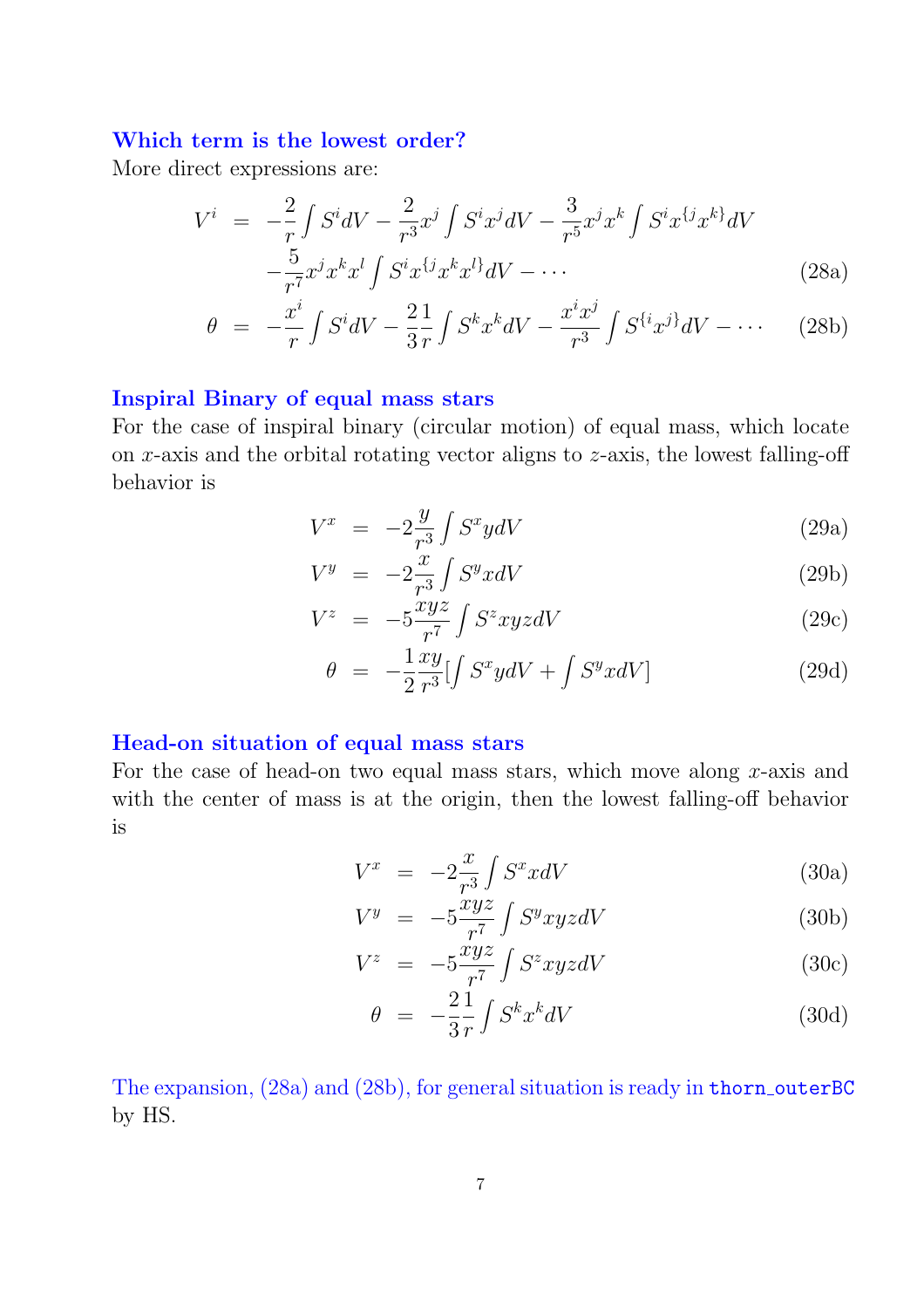### Which term is the lowest order?

More direct expressions are:

$$
\begin{aligned}
V^i &= -\frac{2}{r}\int S^i dV - \frac{2}{r^3}x^j \int S^i x^j dV - \frac{3}{r^5}x^j x^k \int S^i x^{\{j}x^{k\}} dV \\
&\quad -\frac{5}{r^7}x^j x^k x^l \int S^i x^{\{j}x^k x^{l\}} dV - \cdots
\end{aligned}
\tag{28a}
$$

$$
\theta = -\frac{x^i}{r}\int S^i dV - \frac{2}{3}\frac{1}{r}\int S^k x^k dV - \frac{x^i x^j}{r^3}\int S^{\{i}x^{j\}} dV - \cdots \tag{28b}
$$

### Inspiral Binary of equal mass stars

For the case of inspiral binary (circular motion) of equal mass, which locate on $x$-axis and the orbital rotating vector aligns to $z$-axis, the lowest falling-off behavior is

$$
V^x = -2\frac{y}{r^3}\int S^x y dV \tag{29a}
$$

$$
V^y = -2\frac{x}{r^3}\int S^y x dV \tag{29b}
$$

$$
V^z = -5\frac{xyz}{r^7}\int S^z xyz dV \tag{29c}
$$

$$
\theta = -\frac{1}{2}\frac{xy}{r^3}[\int S^x y dV + \int S^y x dV] \tag{29d}
$$

### Head-on situation of equal mass stars

For the case of head-on two equal mass stars, which move along $x$-axis and with the center of mass is at the origin, then the lowest falling-off behavior is

$$
V^x = -2\frac{x}{r^3}\int S^x x dV \tag{30a}
$$

$$
V^y = -5\frac{xyz}{r^7}\int S^y xyz dV \tag{30b}
$$

$$
V^z = -5\frac{xyz}{r^7}\int S^z xyz dV \tag{30c}
$$

$$
\theta = -\frac{2}{3}\frac{1}{r}\int S^k x^k dV \tag{30d}
$$

The expansion, (28a) and (28b), for general situation is ready in `thorn_outerBC` by HS.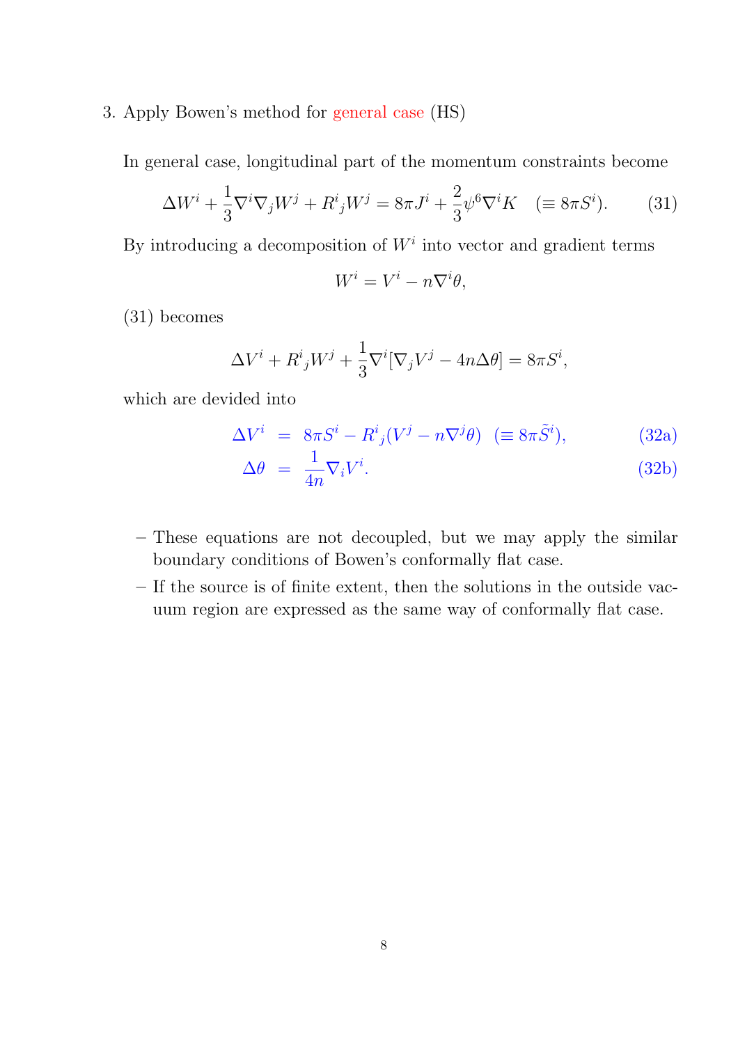3. Apply Bowen's method for general case (HS)

   In general case, longitudinal part of the momentum constraints become

   $$\Delta W^i + \frac{1}{3}\nabla^i \nabla_j W^j + R^i{}_j W^j = 8\pi J^i + \frac{2}{3}\psi^6 \nabla^i K \quad (\equiv 8\pi S^i). \qquad (31)$$

   By introducing a decomposition of $W^i$ into vector and gradient terms

   $$W^i = V^i - n\nabla^i \theta,$$

   (31) becomes

   $$\Delta V^i + R^i{}_j W^j + \frac{1}{3}\nabla^i [\nabla_j V^j - 4n\Delta\theta] = 8\pi S^i,$$

   which are devided into

   $$\Delta V^i = 8\pi S^i - R^i{}_j (V^j - n\nabla^j \theta) \quad (\equiv 8\pi \tilde{S}^i), \qquad (32a)$$

   $$\Delta \theta = \frac{1}{4n}\nabla_i V^i. \qquad (32b)$$

   – These equations are not decoupled, but we may apply the similar boundary conditions of Bowen's conformally flat case.

   – If the source is of finite extent, then the solutions in the outside vacuum region are expressed as the same way of conformally flat case.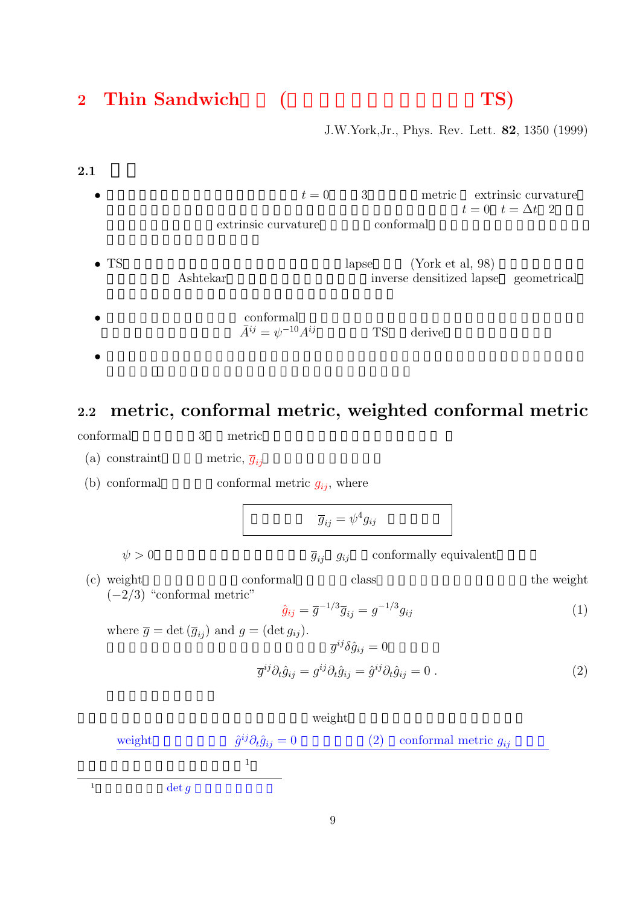# 2 Thin Sandwich (TS)

J.W.York,Jr., Phys. Rev. Lett. **82**, 1350 (1999)

### 2.1

- $t = 0$ 3 metric extrinsic curvature $t = 0$ $t = \Delta t$ 2 extrinsic curvature conformal
- TS lapse (York et al, 98) Ashtekar inverse densitized lapse geometrical
- conformal $\bar{A}^{ij} = \psi^{-10} A^{ij}$ TS derive
-

## 2.2 metric, conformal metric, weighted conformal metric

conformal 3 metric

(a) constraint metric, $\overline{g}_{ij}$

(b) conformal conformal metric $g_{ij}$, where

$$\overline{g}_{ij} = \psi^4 g_{ij}$$

$\psi > 0$ $\overline{g}_{ij}$ $g_{ij}$ conformally equivalent

(c) weight conformal class the weight $(-2/3)$ “conformal metric”

$$\hat{g}_{ij} = \overline{g}^{-1/3}\overline{g}_{ij} = g^{-1/3} g_{ij} \tag{1}$$

where $\overline{g} = \det(\overline{g}_{ij})$ and $g = (\det g_{ij})$.

$\overline{g}^{ij}\delta\hat{g}_{ij} = 0$

$$\overline{g}^{ij}\partial_t \hat{g}_{ij} = g^{ij}\partial_t \hat{g}_{ij} = \hat{g}^{ij}\partial_t \hat{g}_{ij} = 0\ . \tag{2}$$

weight

weight $\hat{g}^{ij}\partial_t \hat{g}_{ij} = 0$ (2) conformal metric $g_{ij}$

[1]

[1] $\det g$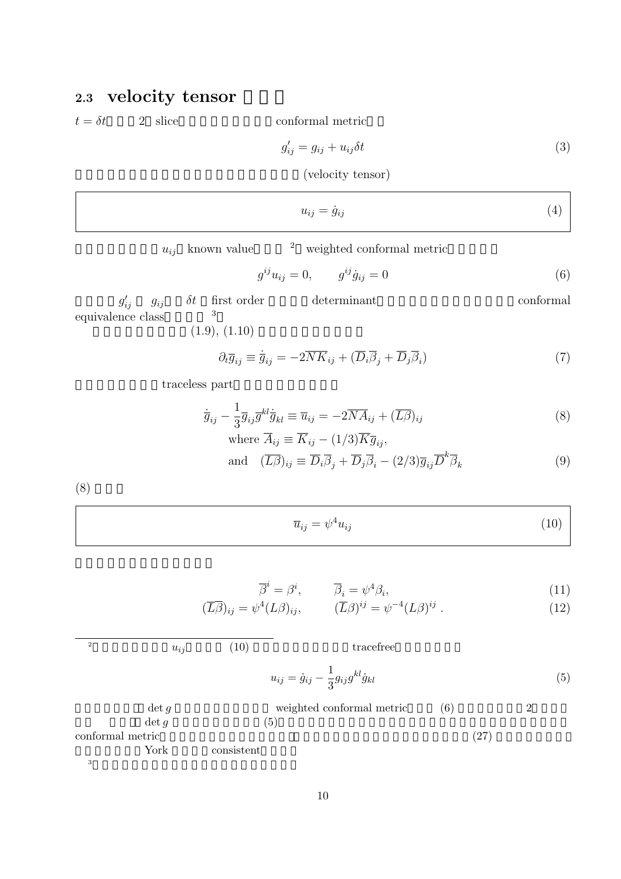## 2.3 velocity tensor

$t = \delta t$ 2 slice conformal metric

$$g'_{ij} = g_{ij} + u_{ij}\delta t \tag{3}$$

(velocity tensor)

$$u_{ij} = \dot{g}_{ij} \tag{4}$$

$u_{ij}$ known value [2] weighted conformal metric

$$g^{ij}u_{ij} = 0, \qquad g^{ij}\dot{g}_{ij} = 0 \tag{6}$$

$g'_{ij}$ $g_{ij}$ $\delta t$ first order determinant conformal equivalence class [3]

(1.9), (1.10)

$$\partial_t \overline{g}_{ij} \equiv \dot{\overline{g}}_{ij} = -2\overline{NK}_{ij} + (\overline{D}_i\overline{\beta}_j + \overline{D}_j\overline{\beta}_i) \tag{7}$$

traceless part

$$\dot{\overline{g}}_{ij} - \frac{1}{3}\overline{g}_{ij}\overline{g}^{kl}\dot{\overline{g}}_{kl} \equiv \overline{u}_{ij} = -2\overline{NA}_{ij} + (\overline{L\beta})_{ij} \tag{8}$$

$$\text{where } \overline{A}_{ij} \equiv \overline{K}_{ij} - (1/3)\overline{K}\overline{g}_{ij},$$

$$\text{and} \quad (\overline{L\beta})_{ij} \equiv \overline{D}_i\overline{\beta}_j + \overline{D}_j\overline{\beta}_i - (2/3)\overline{g}_{ij}\overline{D}^k\overline{\beta}_k \tag{9}$$

(8)

$$\overline{u}_{ij} = \psi^4 u_{ij} \tag{10}$$

$$\overline{\beta}^i = \beta^i, \qquad \overline{\beta}_i = \psi^4\beta_i, \tag{11}$$

$$(\overline{L\beta})_{ij} = \psi^4(L\beta)_{ij}, \qquad (\overline{L}\beta)^{ij} = \psi^{-4}(L\beta)^{ij} \,. \tag{12}$$

---

[2] $u_{ij}$ (10) tracefree

$$u_{ij} = \dot{g}_{ij} - \frac{1}{3}g_{ij}g^{kl}\dot{g}_{kl} \tag{5}$$

$\det g$ weighted conformal metric (6) 2 $\det g$ (5) conformal metric (27) York consistent

[3]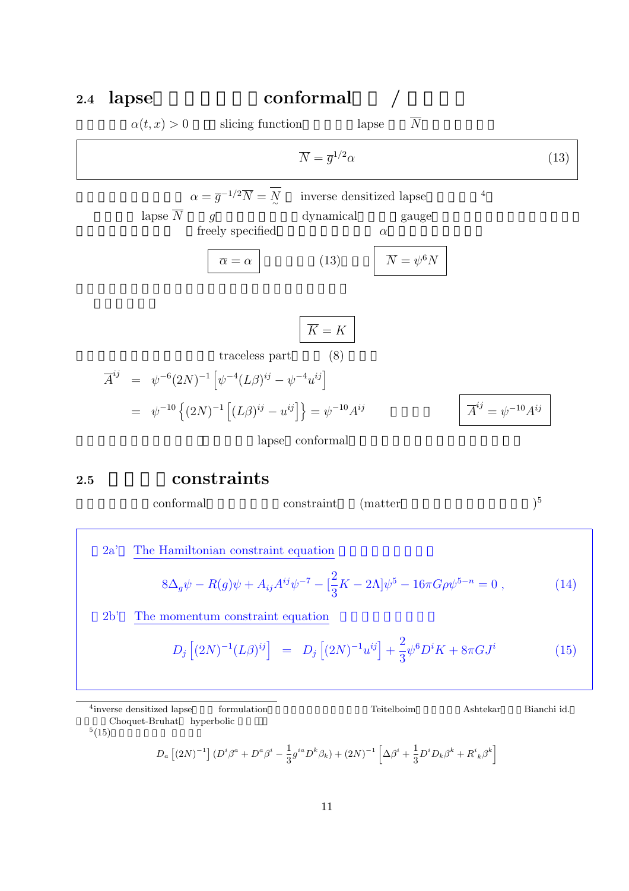## 2.4 lapse　　　　　　conformal　　/　　　

　　　　　$\alpha(t,x) > 0$　　slicing function　　　　　lapse　　$\overline{N}$

$$\overline{N} = \overline{g}^{1/2}\alpha \tag{13}$$

　　　　　　　　　　$\alpha = \overline{g}^{-1/2}\overline{N} = \underset{\sim}{\overline{N}}$　inverse densitized lapse　　　　[4]

　　　　lapse $\overline{N}$　　$g$　　　　　　　dynamical　　　gauge　　　　　　　　　　　　　　　　　　freely specified　　　　　　　　$\alpha$

$\overline{\alpha} = \alpha$　　　　　(13)　　　$\overline{N} = \psi^6 N$

$$\overline{K} = K$$

　　　　　　　　　　　traceless part　　　(8)

$$\begin{aligned}
\overline{A}^{ij} &= \psi^{-6}(2N)^{-1}\left[\psi^{-4}(L\beta)^{ij} - \psi^{-4}u^{ij}\right] \\
&= \psi^{-10}\left\{(2N)^{-1}\left[(L\beta)^{ij} - u^{ij}\right]\right\} = \psi^{-10}A^{ij}
\end{aligned}$$

$$\overline{A}^{ij} = \psi^{-10}A^{ij}$$

　　　　　　　　　　　　　　　lapse　conformal

## 2.5　　　　constraints

　　　　　　conformal　　　　　　constraint　　(matter　　　　　　　　　　　　)[5]

**(2a')** The Hamiltonian constraint equation

$$8\Delta_g\psi - R(g)\psi + A_{ij}A^{ij}\psi^{-7} - [\frac{2}{3}K - 2\Lambda]\psi^5 - 16\pi G\rho\psi^{5-n} = 0\,, \tag{14}$$

**(2b')** The momentum constraint equation

$$D_j\left[(2N)^{-1}(L\beta)^{ij}\right] = D_j\left[(2N)^{-1}u^{ij}\right] + \frac{2}{3}\psi^6 D^i K + 8\pi G J^i \tag{15}$$

---

[4] inverse densitized lapse　　　formulation　　　　　　　　　　　Teitelboim　　　　　Ashtekar　　　Bianchi id.　　　Choquet-Bruhat　hyperbolic

[5] (15)

$$D_a\left[(2N)^{-1}\right](D^i\beta^a + D^a\beta^i - \frac{1}{3}g^{ia}D^k\beta_k) + (2N)^{-1}\left[\Delta\beta^i + \frac{1}{3}D^iD_k\beta^k + R^i{}_k\beta^k\right]$$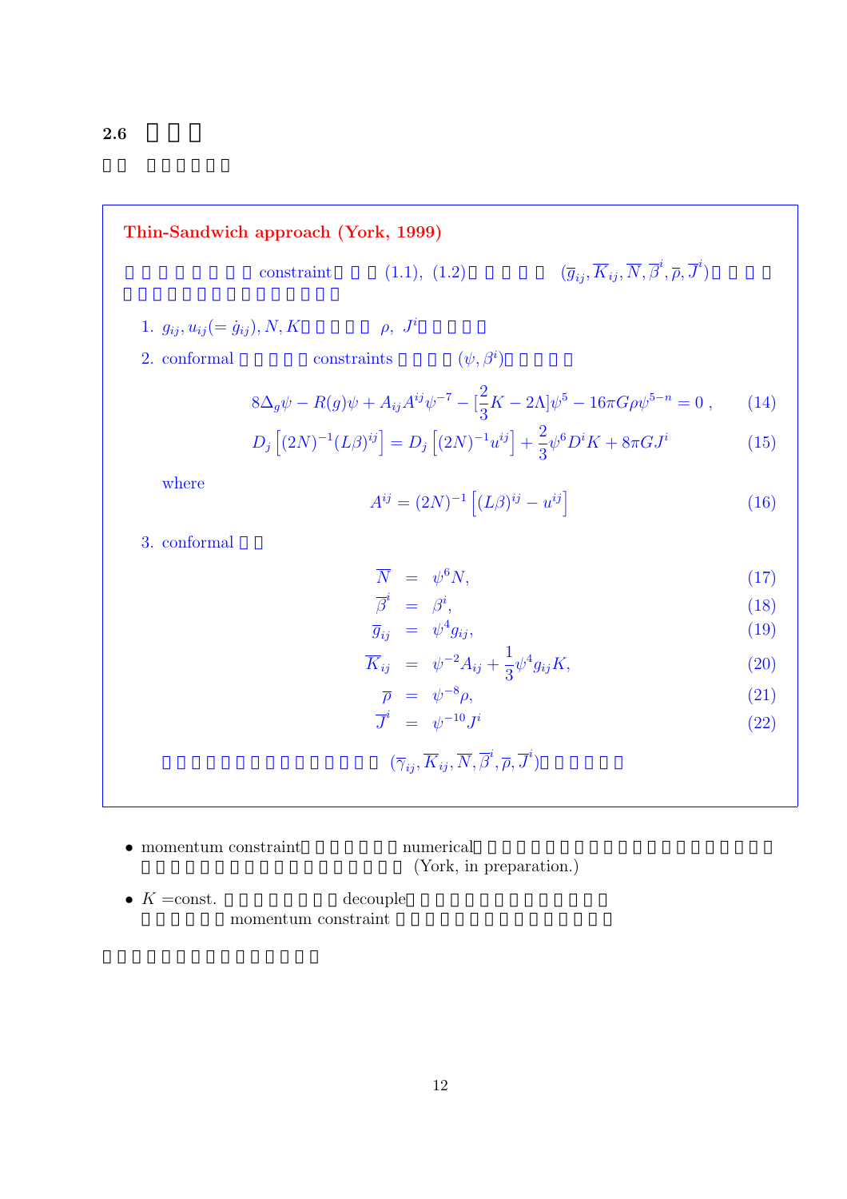### 2.6

Thin-Sandwich approach (York, 1999)

constraint (1.1), (1.2) $(\bar{g}_{ij}, \bar{K}_{ij}, \bar{N}, \bar{\beta}^i, \bar{\rho}, \bar{J}^i)$

1. $g_{ij}, u_{ij}(=\dot{g}_{ij}), N, K$ $\rho,\ J^i$
2. conformal constraints $(\psi, \beta^i)$

$$8\Delta_g\psi - R(g)\psi + A_{ij}A^{ij}\psi^{-7} - [\frac{2}{3}K - 2\Lambda]\psi^5 - 16\pi G\rho\psi^{5-n} = 0\ , \tag{14}$$

$$D_j\left[(2N)^{-1}(L\beta)^{ij}\right] = D_j\left[(2N)^{-1}u^{ij}\right] + \frac{2}{3}\psi^6 D^i K + 8\pi G J^i \tag{15}$$

where

$$A^{ij} = (2N)^{-1}\left[(L\beta)^{ij} - u^{ij}\right] \tag{16}$$

3. conformal

$$\bar{N} = \psi^6 N, \tag{17}$$
$$\bar{\beta}^i = \beta^i, \tag{18}$$
$$\bar{g}_{ij} = \psi^4 g_{ij}, \tag{19}$$
$$\bar{K}_{ij} = \psi^{-2}A_{ij} + \frac{1}{3}\psi^4 g_{ij}K, \tag{20}$$
$$\bar{\rho} = \psi^{-8}\rho, \tag{21}$$
$$\bar{J}^i = \psi^{-10}J^i \tag{22}$$

$(\bar{\gamma}_{ij}, \bar{K}_{ij}, \bar{N}, \bar{\beta}^i, \bar{\rho}, \bar{J}^i)$

- momentum constraint numerical (York, in preparation.)
- $K$ =const. decouple momentum constraint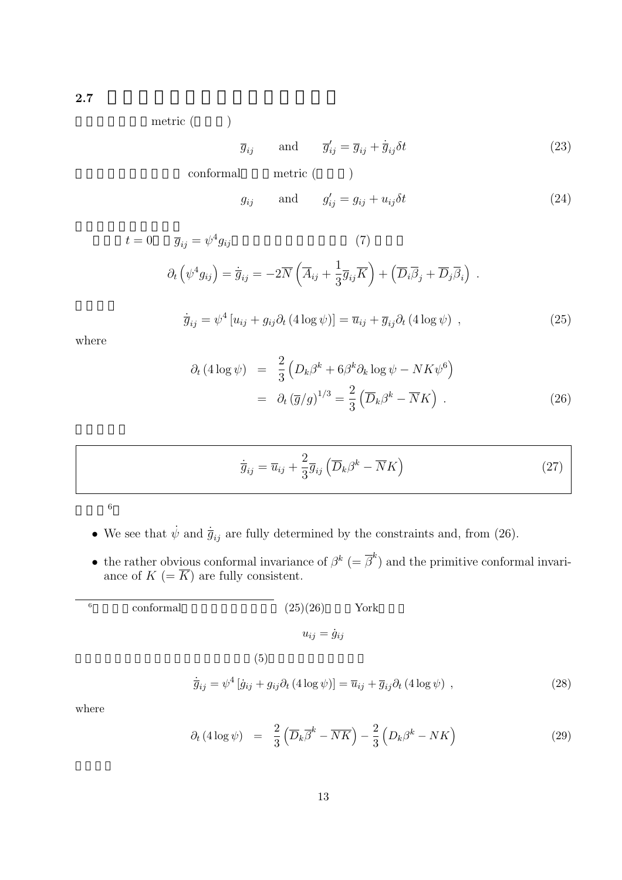## 2.7

metric ( )

$$\overline{g}_{ij} \qquad \text{and} \qquad \overline{g}'_{ij} = \overline{g}_{ij} + \dot{\overline{g}}_{ij}\delta t \tag{23}$$

conformal metric ( )

$$g_{ij} \qquad \text{and} \qquad g'_{ij} = g_{ij} + u_{ij}\delta t \tag{24}$$

$t = 0$ $\overline{g}_{ij} = \psi^4 g_{ij}$ (7)

$$\partial_t\left(\psi^4 g_{ij}\right) = \dot{\overline{g}}_{ij} = -2\overline{N}\left(\overline{A}_{ij} + \frac{1}{3}\overline{g}_{ij}\overline{K}\right) + \left(\overline{D}_i\overline{\beta}_j + \overline{D}_j\overline{\beta}_i\right) \ .$$

$$\dot{\overline{g}}_{ij} = \psi^4\left[u_{ij} + g_{ij}\partial_t\left(4\log\psi\right)\right] = \overline{u}_{ij} + \overline{g}_{ij}\partial_t\left(4\log\psi\right) \ , \tag{25}$$

where

$$\begin{aligned}
\partial_t\left(4\log\psi\right) &= \frac{2}{3}\left(D_k\beta^k + 6\beta^k\partial_k\log\psi - NK\psi^6\right) \\
&= \partial_t\left(\overline{g}/g\right)^{1/3} = \frac{2}{3}\left(\overline{D}_k\beta^k - \overline{N}K\right) \ .
\end{aligned} \tag{26}$$

$$\boxed{\dot{\overline{g}}_{ij} = \overline{u}_{ij} + \frac{2}{3}\overline{g}_{ij}\left(\overline{D}_k\beta^k - \overline{N}K\right)} \tag{27}$$

[6]

- We see that $\dot{\psi}$ and $\dot{\overline{g}}_{ij}$ are fully determined by the constraints and, from (26).
- the rather obvious conformal invariance of $\beta^k$ ($= \overline{\beta}^k$) and the primitive conformal invariance of $K$ ($= \overline{K}$) are fully consistent.

---

[6] conformal (25)(26) York

$$u_{ij} = \dot{g}_{ij}$$

(5)

$$\dot{\overline{g}}_{ij} = \psi^4\left[\dot{g}_{ij} + g_{ij}\partial_t\left(4\log\psi\right)\right] = \overline{u}_{ij} + \overline{g}_{ij}\partial_t\left(4\log\psi\right) \ , \tag{28}$$

where

$$\partial_t\left(4\log\psi\right) = \frac{2}{3}\left(\overline{D}_k\overline{\beta}^k - \overline{NK}\right) - \frac{2}{3}\left(D_k\beta^k - NK\right) \tag{29}$$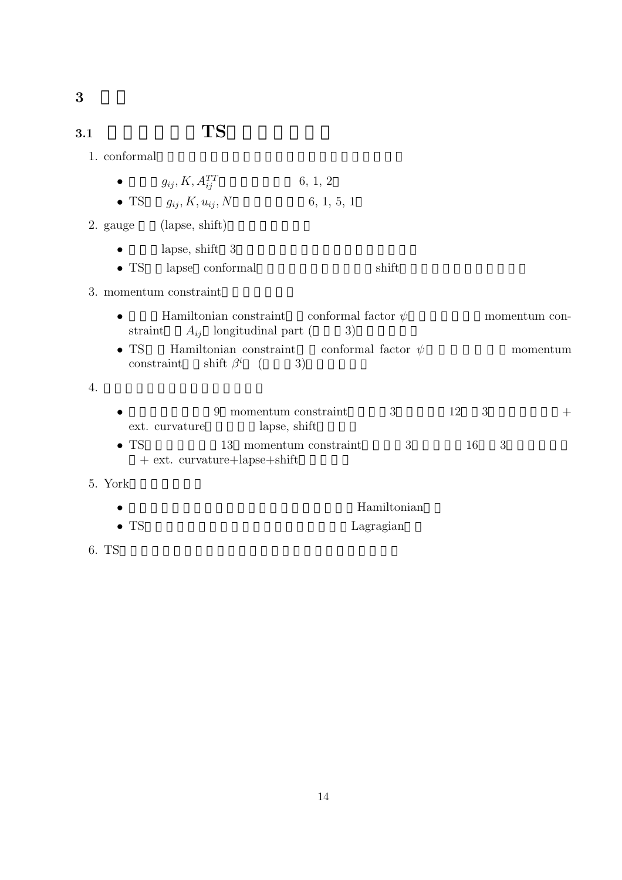# 3

## 3.1 TS

1. conformal
   - $g_{ij}, K, A_{ij}^{TT}$ 6, 1, 2
   - TS $g_{ij}, K, u_{ij}, N$ 6, 1, 5, 1
2. gauge (lapse, shift)
   - lapse, shift 3
   - TS lapse conformal shift
3. momentum constraint
   - Hamiltonian constraint conformal factor $\psi$ momentum constraint $A_{ij}$ longitudinal part ( 3)
   - TS Hamiltonian constraint conformal factor $\psi$ momentum constraint shift $\beta^i$ ( 3)
4. 
   - 9 momentum constraint 3 12 3 + ext. curvature lapse, shift
   - TS 13 momentum constraint 3 16 3 + ext. curvature+lapse+shift
5. York
   - Hamiltonian
   - TS Lagragian
6. TS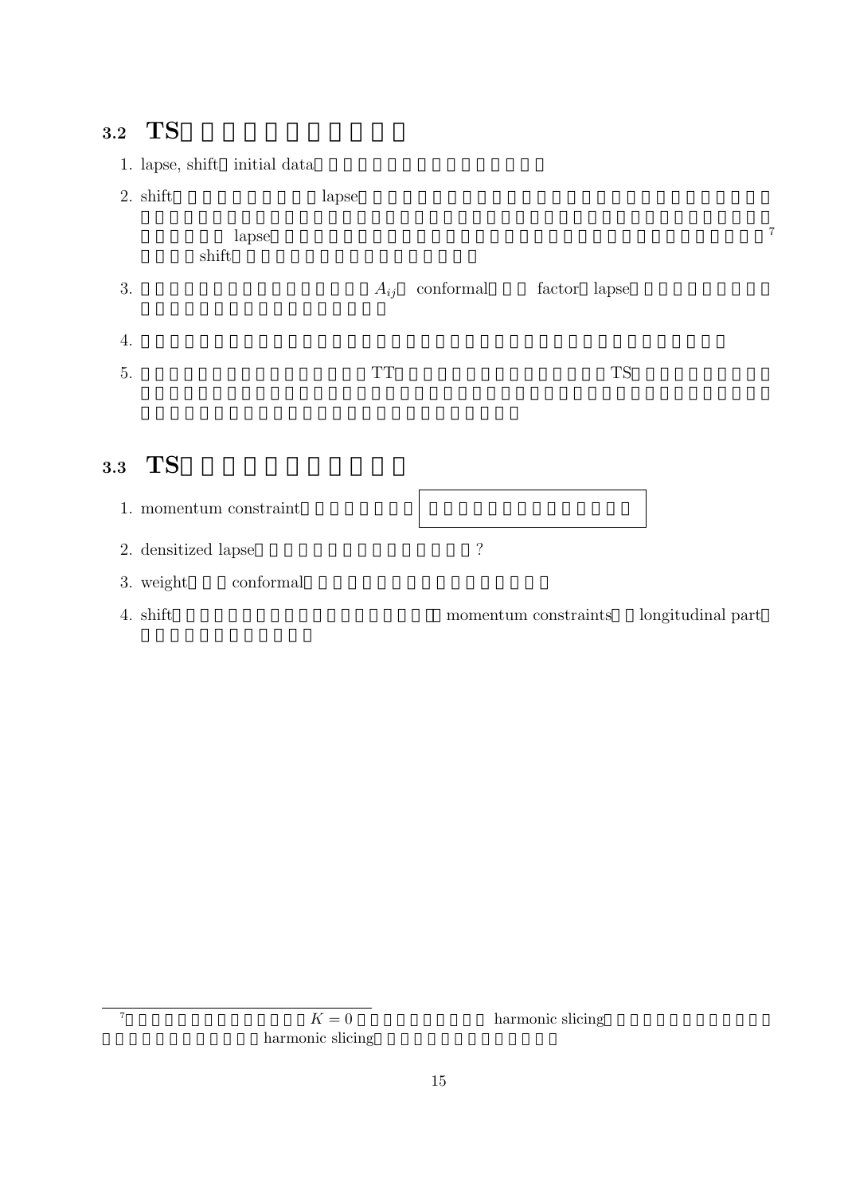## 3.2 TS

1. lapse, shift initial data
2. shift lapse

   lapse [7]

   shift
3. $A_{ij}$ conformal factor lapse
4.
5. TT TS

## 3.3 TS

1. momentum constraint
2. densitized lapse ?
3. weight conformal
4. shift momentum constraints longitudinal part

[7] $K = 0$ harmonic slicing harmonic slicing